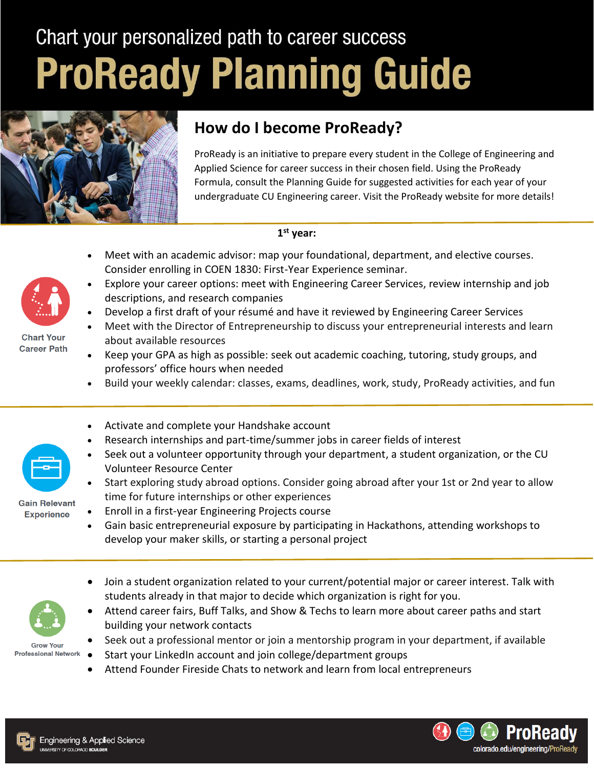Chart your personalized path to career success

# ProReady Planning Guide

## How do I become ProReady?

ProReady is an initiative to prepare every student in the College of Engineering and Applied Science for career success in their chosen field. Using the ProReady Formula, consult the Planning Guide for suggested activities for each year of your undergraduate CU Engineering career. Visit the ProReady website for more details!

### 1st year:

**Chart Your Career Path**

- Meet with an academic advisor: map your foundational, department, and elective courses. Consider enrolling in COEN 1830: First-Year Experience seminar.
- Explore your career options: meet with Engineering Career Services, review internship and job descriptions, and research companies
- Develop a first draft of your résumé and have it reviewed by Engineering Career Services
- Meet with the Director of Entrepreneurship to discuss your entrepreneurial interests and learn about available resources
- Keep your GPA as high as possible: seek out academic coaching, tutoring, study groups, and professors' office hours when needed
- Build your weekly calendar: classes, exams, deadlines, work, study, ProReady activities, and fun

**Gain Relevant Experience**

- Activate and complete your Handshake account
- Research internships and part-time/summer jobs in career fields of interest
- Seek out a volunteer opportunity through your department, a student organization, or the CU Volunteer Resource Center
- Start exploring study abroad options. Consider going abroad after your 1st or 2nd year to allow time for future internships or other experiences
- Enroll in a first-year Engineering Projects course
- Gain basic entrepreneurial exposure by participating in Hackathons, attending workshops to develop your maker skills, or starting a personal project

**Grow Your Professional Network**

- Join a student organization related to your current/potential major or career interest. Talk with students already in that major to decide which organization is right for you.
- Attend career fairs, Buff Talks, and Show & Techs to learn more about career paths and start building your network contacts
- Seek out a professional mentor or join a mentorship program in your department, if available
- Start your LinkedIn account and join college/department groups
- Attend Founder Fireside Chats to network and learn from local entrepreneurs

Engineering & Applied Science, University of Colorado Boulder

ProReady — colorado.edu/engineering/ProReady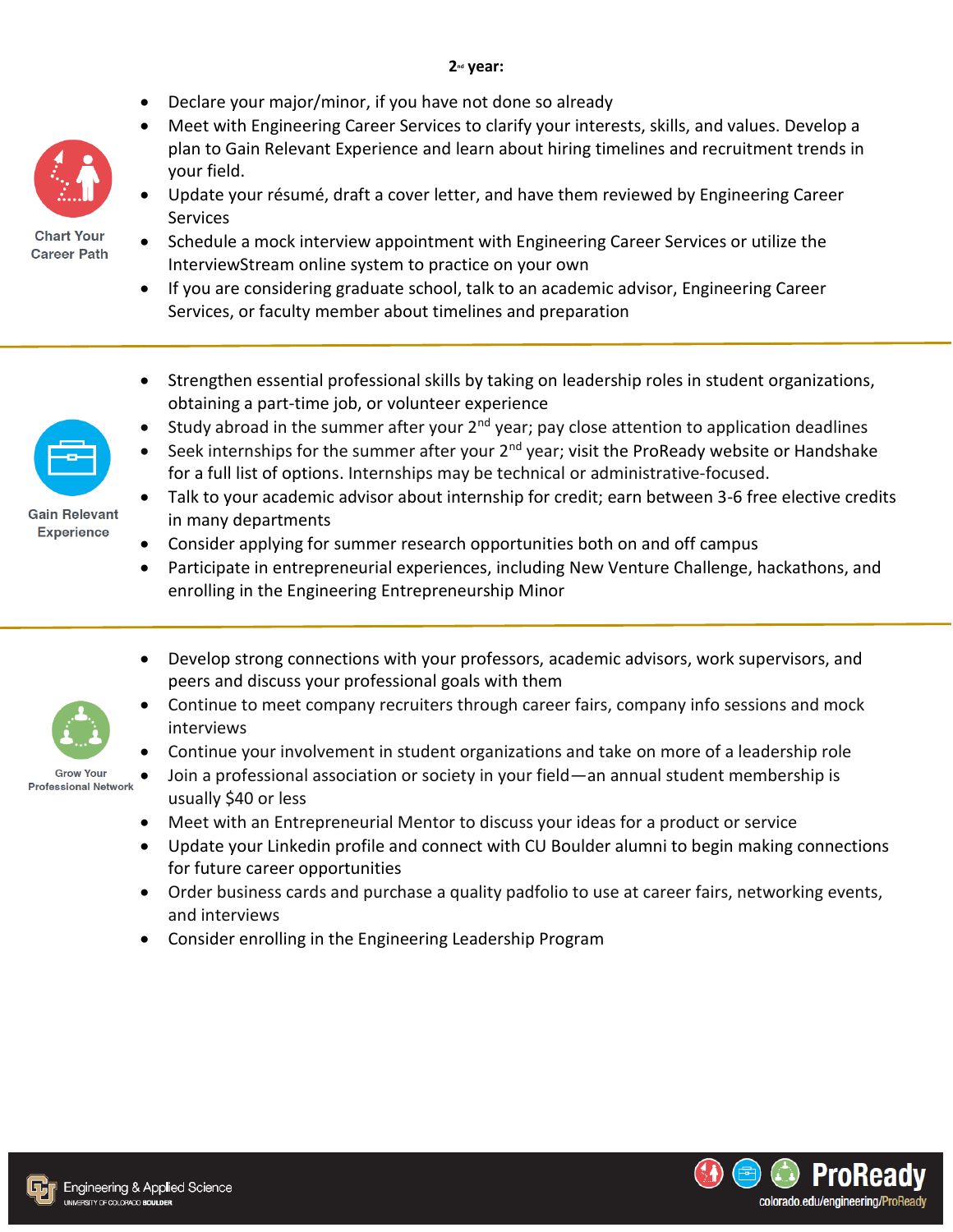## 2nd year:

**Chart Your Career Path**

- Declare your major/minor, if you have not done so already
- Meet with Engineering Career Services to clarify your interests, skills, and values. Develop a plan to Gain Relevant Experience and learn about hiring timelines and recruitment trends in your field.
- Update your résumé, draft a cover letter, and have them reviewed by Engineering Career Services
- Schedule a mock interview appointment with Engineering Career Services or utilize the InterviewStream online system to practice on your own
- If you are considering graduate school, talk to an academic advisor, Engineering Career Services, or faculty member about timelines and preparation

**Gain Relevant Experience**

- Strengthen essential professional skills by taking on leadership roles in student organizations, obtaining a part-time job, or volunteer experience
- Study abroad in the summer after your 2nd year; pay close attention to application deadlines
- Seek internships for the summer after your 2nd year; visit the ProReady website or Handshake for a full list of options. Internships may be technical or administrative-focused.
- Talk to your academic advisor about internship for credit; earn between 3-6 free elective credits in many departments
- Consider applying for summer research opportunities both on and off campus
- Participate in entrepreneurial experiences, including New Venture Challenge, hackathons, and enrolling in the Engineering Entrepreneurship Minor

**Grow Your Professional Network**

- Develop strong connections with your professors, academic advisors, work supervisors, and peers and discuss your professional goals with them
- Continue to meet company recruiters through career fairs, company info sessions and mock interviews
- Continue your involvement in student organizations and take on more of a leadership role
- Join a professional association or society in your field—an annual student membership is usually $40 or less
- Meet with an Entrepreneurial Mentor to discuss your ideas for a product or service
- Update your Linkedin profile and connect with CU Boulder alumni to begin making connections for future career opportunities
- Order business cards and purchase a quality padfolio to use at career fairs, networking events, and interviews
- Consider enrolling in the Engineering Leadership Program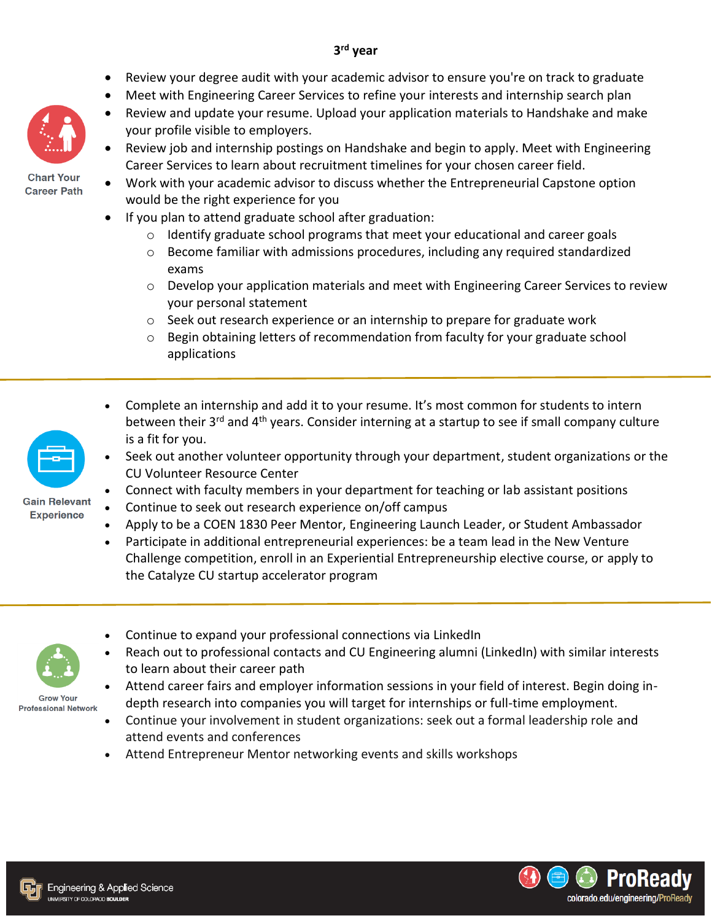## 3rd year

### Chart Your Career Path

- Review your degree audit with your academic advisor to ensure you're on track to graduate
- Meet with Engineering Career Services to refine your interests and internship search plan
- Review and update your resume. Upload your application materials to Handshake and make your profile visible to employers.
- Review job and internship postings on Handshake and begin to apply. Meet with Engineering Career Services to learn about recruitment timelines for your chosen career field.
- Work with your academic advisor to discuss whether the Entrepreneurial Capstone option would be the right experience for you
- If you plan to attend graduate school after graduation:
    - Identify graduate school programs that meet your educational and career goals
    - Become familiar with admissions procedures, including any required standardized exams
    - Develop your application materials and meet with Engineering Career Services to review your personal statement
    - Seek out research experience or an internship to prepare for graduate work
    - Begin obtaining letters of recommendation from faculty for your graduate school applications

### Gain Relevant Experience

- Complete an internship and add it to your resume. It's most common for students to intern between their 3rd and 4th years. Consider interning at a startup to see if small company culture is a fit for you.
- Seek out another volunteer opportunity through your department, student organizations or the CU Volunteer Resource Center
- Connect with faculty members in your department for teaching or lab assistant positions
- Continue to seek out research experience on/off campus
- Apply to be a COEN 1830 Peer Mentor, Engineering Launch Leader, or Student Ambassador
- Participate in additional entrepreneurial experiences: be a team lead in the New Venture Challenge competition, enroll in an Experiential Entrepreneurship elective course, or apply to the Catalyze CU startup accelerator program

### Grow Your Professional Network

- Continue to expand your professional connections via LinkedIn
- Reach out to professional contacts and CU Engineering alumni (LinkedIn) with similar interests to learn about their career path
- Attend career fairs and employer information sessions in your field of interest. Begin doing in-depth research into companies you will target for internships or full-time employment.
- Continue your involvement in student organizations: seek out a formal leadership role and attend events and conferences
- Attend Entrepreneur Mentor networking events and skills workshops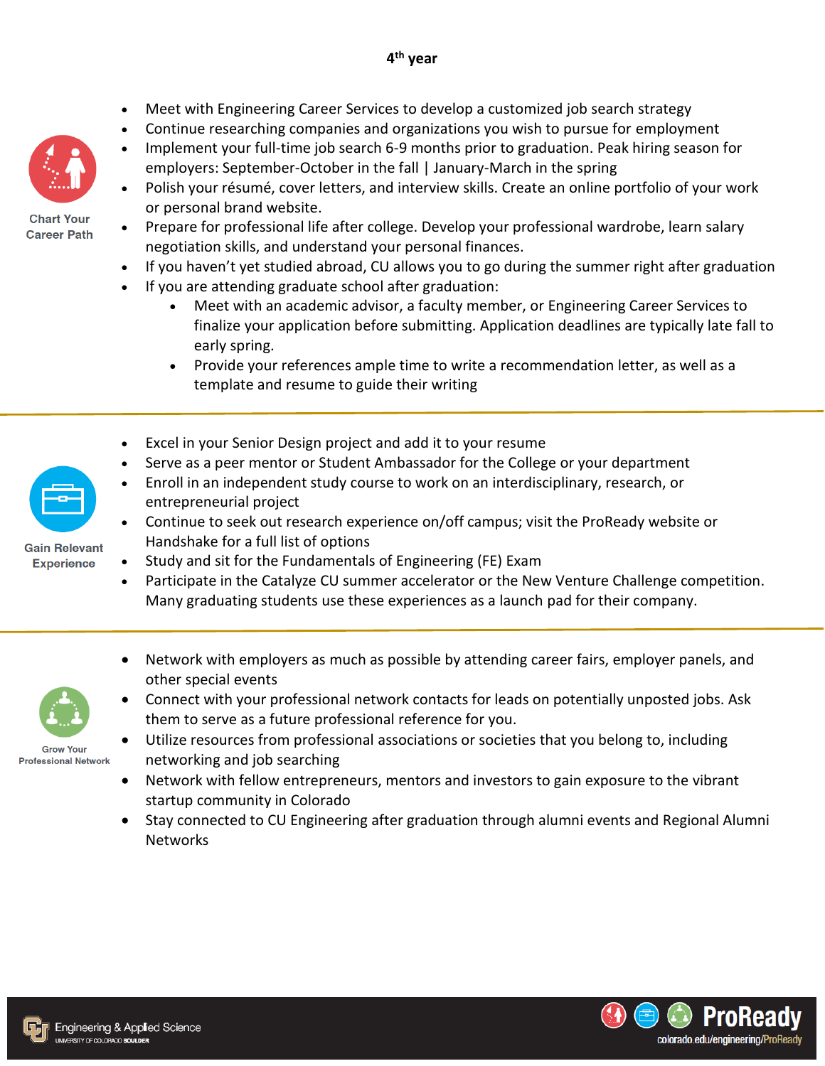## 4th year

**Chart Your Career Path**

- Meet with Engineering Career Services to develop a customized job search strategy
- Continue researching companies and organizations you wish to pursue for employment
- Implement your full-time job search 6-9 months prior to graduation. Peak hiring season for employers: September-October in the fall | January-March in the spring
- Polish your résumé, cover letters, and interview skills. Create an online portfolio of your work or personal brand website.
- Prepare for professional life after college. Develop your professional wardrobe, learn salary negotiation skills, and understand your personal finances.
- If you haven't yet studied abroad, CU allows you to go during the summer right after graduation
- If you are attending graduate school after graduation:
    - Meet with an academic advisor, a faculty member, or Engineering Career Services to finalize your application before submitting. Application deadlines are typically late fall to early spring.
    - Provide your references ample time to write a recommendation letter, as well as a template and resume to guide their writing

**Gain Relevant Experience**

- Excel in your Senior Design project and add it to your resume
- Serve as a peer mentor or Student Ambassador for the College or your department
- Enroll in an independent study course to work on an interdisciplinary, research, or entrepreneurial project
- Continue to seek out research experience on/off campus; visit the ProReady website or Handshake for a full list of options
- Study and sit for the Fundamentals of Engineering (FE) Exam
- Participate in the Catalyze CU summer accelerator or the New Venture Challenge competition. Many graduating students use these experiences as a launch pad for their company.

**Grow Your Professional Network**

- Network with employers as much as possible by attending career fairs, employer panels, and other special events
- Connect with your professional network contacts for leads on potentially unposted jobs. Ask them to serve as a future professional reference for you.
- Utilize resources from professional associations or societies that you belong to, including networking and job searching
- Network with fellow entrepreneurs, mentors and investors to gain exposure to the vibrant startup community in Colorado
- Stay connected to CU Engineering after graduation through alumni events and Regional Alumni Networks